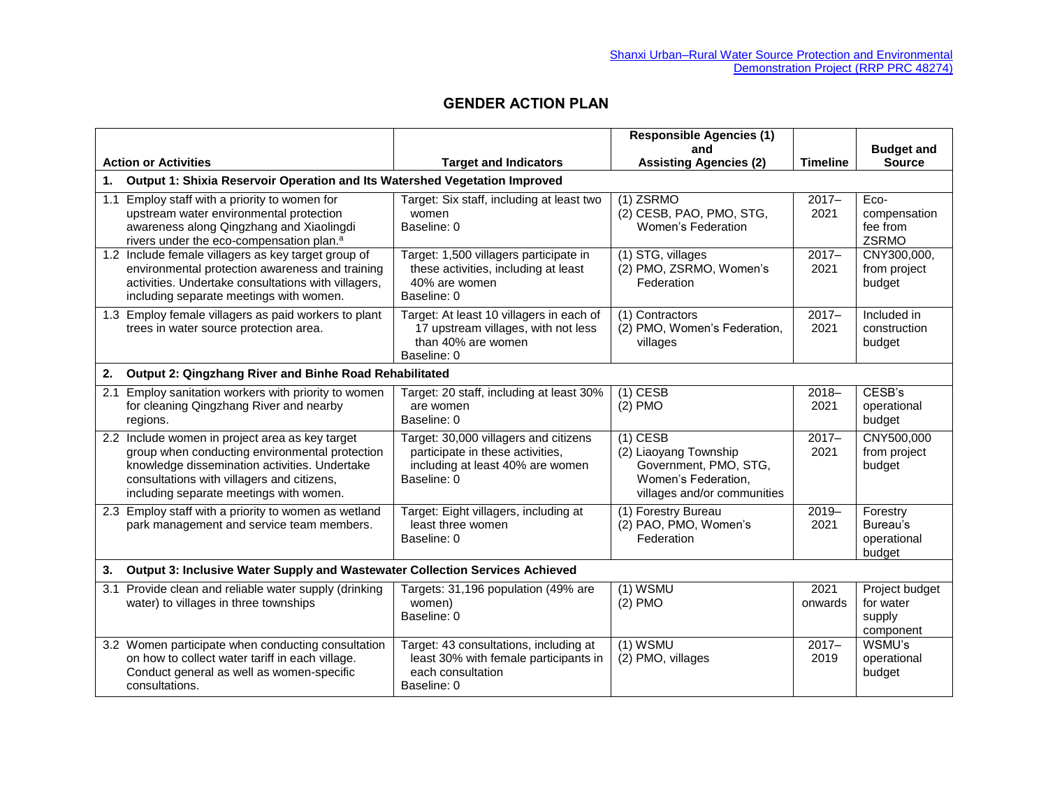Shanxi Urban–Rural Water Source Protection and Environmental Demonstration Project (RRP PRC 48274)

# GENDER ACTION PLAN

| Action or Activities | Target and Indicators | Responsible Agencies (1) and Assisting Agencies (2) | Timeline | Budget and Source |
|---|---|---|---|---|
| **1. Output 1: Shixia Reservoir Operation and Its Watershed Vegetation Improved** | | | | |
| 1.1 Employ staff with a priority to women for upstream water environmental protection awareness along Qingzhang and Xiaolingdi rivers under the eco-compensation plan.[a] | Target: Six staff, including at least two women<br>Baseline: 0 | (1) ZSRMO<br>(2) CESB, PAO, PMO, STG, Women's Federation | 2017–2021 | Eco-compensation fee from ZSRMO |
| 1.2 Include female villagers as key target group of environmental protection awareness and training activities. Undertake consultations with villagers, including separate meetings with women. | Target: 1,500 villagers participate in these activities, including at least 40% are women<br>Baseline: 0 | (1) STG, villages<br>(2) PMO, ZSRMO, Women's Federation | 2017–2021 | CNY300,000, from project budget |
| 1.3 Employ female villagers as paid workers to plant trees in water source protection area. | Target: At least 10 villagers in each of 17 upstream villages, with not less than 40% are women<br>Baseline: 0 | (1) Contractors<br>(2) PMO, Women's Federation, villages | 2017–2021 | Included in construction budget |
| **2. Output 2: Qingzhang River and Binhe Road Rehabilitated** | | | | |
| 2.1 Employ sanitation workers with priority to women for cleaning Qingzhang River and nearby regions. | Target: 20 staff, including at least 30% are women<br>Baseline: 0 | (1) CESB<br>(2) PMO | 2018–2021 | CESB's operational budget |
| 2.2 Include women in project area as key target group when conducting environmental protection knowledge dissemination activities. Undertake consultations with villagers and citizens, including separate meetings with women. | Target: 30,000 villagers and citizens participate in these activities, including at least 40% are women<br>Baseline: 0 | (1) CESB<br>(2) Liaoyang Township Government, PMO, STG, Women's Federation, villages and/or communities | 2017–2021 | CNY500,000 from project budget |
| 2.3 Employ staff with a priority to women as wetland park management and service team members. | Target: Eight villagers, including at least three women<br>Baseline: 0 | (1) Forestry Bureau<br>(2) PAO, PMO, Women's Federation | 2019–2021 | Forestry Bureau's operational budget |
| **3. Output 3: Inclusive Water Supply and Wastewater Collection Services Achieved** | | | | |
| 3.1 Provide clean and reliable water supply (drinking water) to villages in three townships | Targets: 31,196 population (49% are women)<br>Baseline: 0 | (1) WSMU<br>(2) PMO | 2021 onwards | Project budget for water supply component |
| 3.2 Women participate when conducting consultation on how to collect water tariff in each village. Conduct general as well as women-specific consultations. | Target: 43 consultations, including at least 30% with female participants in each consultation<br>Baseline: 0 | (1) WSMU<br>(2) PMO, villages | 2017–2019 | WSMU's operational budget |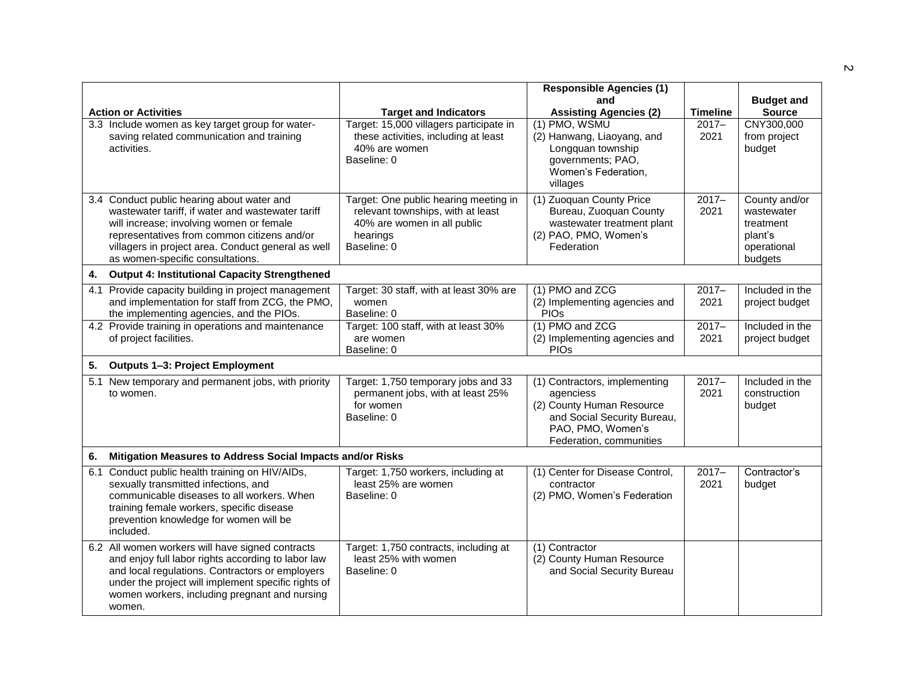| Action or Activities | Target and Indicators | Responsible Agencies (1) and Assisting Agencies (2) | Timeline | Budget and Source |
|---|---|---|---|---|
| 3.3 Include women as key target group for water-saving related communication and training activities. | Target: 15,000 villagers participate in these activities, including at least 40% are women<br>Baseline: 0 | (1) PMO, WSMU<br>(2) Hanwang, Liaoyang, and Longquan township governments; PAO, Women's Federation, villages | 2017–2021 | CNY300,000 from project budget |
| 3.4 Conduct public hearing about water and wastewater tariff, if water and wastewater tariff will increase; involving women or female representatives from common citizens and/or villagers in project area. Conduct general as well as women-specific consultations. | Target: One public hearing meeting in relevant townships, with at least 40% are women in all public hearings<br>Baseline: 0 | (1) Zuoquan County Price Bureau, Zuoquan County wastewater treatment plant<br>(2) PAO, PMO, Women's Federation | 2017–2021 | County and/or wastewater treatment plant's operational budgets |
| **4. Output 4: Institutional Capacity Strengthened** | | | | |
| 4.1 Provide capacity building in project management and implementation for staff from ZCG, the PMO, the implementing agencies, and the PIOs. | Target: 30 staff, with at least 30% are women<br>Baseline: 0 | (1) PMO and ZCG<br>(2) Implementing agencies and PIOs | 2017–2021 | Included in the project budget |
| 4.2 Provide training in operations and maintenance of project facilities. | Target: 100 staff, with at least 30% are women<br>Baseline: 0 | (1) PMO and ZCG<br>(2) Implementing agencies and PIOs | 2017–2021 | Included in the project budget |
| **5. Outputs 1–3: Project Employment** | | | | |
| 5.1 New temporary and permanent jobs, with priority to women. | Target: 1,750 temporary jobs and 33 permanent jobs, with at least 25% for women<br>Baseline: 0 | (1) Contractors, implementing agenciess<br>(2) County Human Resource and Social Security Bureau, PAO, PMO, Women's Federation, communities | 2017–2021 | Included in the construction budget |
| **6. Mitigation Measures to Address Social Impacts and/or Risks** | | | | |
| 6.1 Conduct public health training on HIV/AIDs, sexually transmitted infections, and communicable diseases to all workers. When training female workers, specific disease prevention knowledge for women will be included. | Target: 1,750 workers, including at least 25% are women<br>Baseline: 0 | (1) Center for Disease Control, contractor<br>(2) PMO, Women's Federation | 2017–2021 | Contractor's budget |
| 6.2 All women workers will have signed contracts and enjoy full labor rights according to labor law and local regulations. Contractors or employers under the project will implement specific rights of women workers, including pregnant and nursing women. | Target: 1,750 contracts, including at least 25% with women<br>Baseline: 0 | (1) Contractor<br>(2) County Human Resource and Social Security Bureau | | |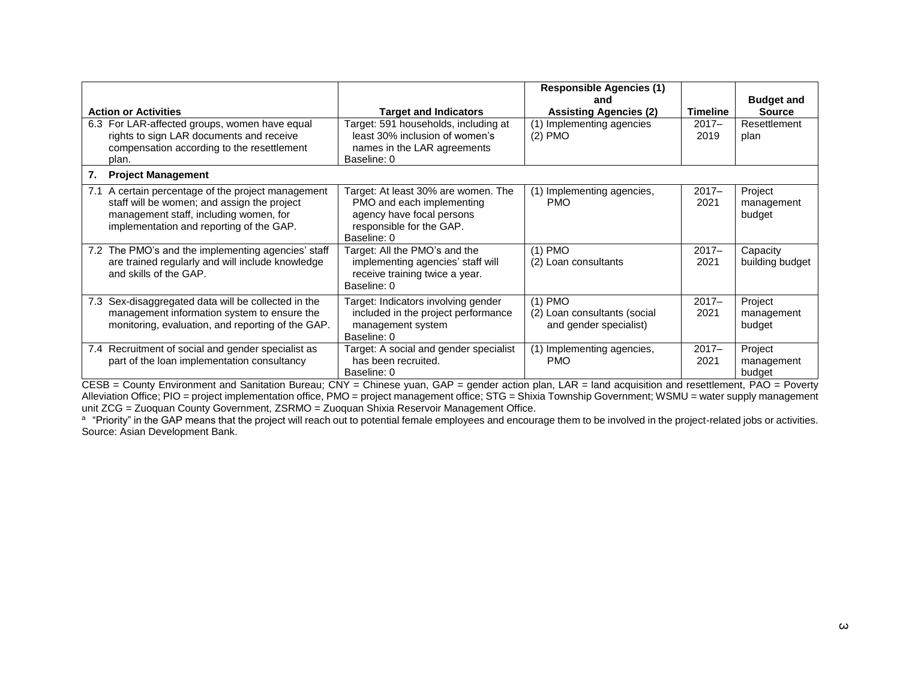| Action or Activities | Target and Indicators | Responsible Agencies (1) and Assisting Agencies (2) | Timeline | Budget and Source |
|---|---|---|---|---|
| 6.3 For LAR-affected groups, women have equal rights to sign LAR documents and receive compensation according to the resettlement plan. | Target: 591 households, including at least 30% inclusion of women's names in the LAR agreements<br>Baseline: 0 | (1) Implementing agencies<br>(2) PMO | 2017–2019 | Resettlement plan |
| **7. Project Management** | | | | |
| 7.1 A certain percentage of the project management staff will be women; and assign the project management staff, including women, for implementation and reporting of the GAP. | Target: At least 30% are women. The PMO and each implementing agency have focal persons responsible for the GAP.<br>Baseline: 0 | (1) Implementing agencies, PMO | 2017–2021 | Project management budget |
| 7.2 The PMO's and the implementing agencies' staff are trained regularly and will include knowledge and skills of the GAP. | Target: All the PMO's and the implementing agencies' staff will receive training twice a year.<br>Baseline: 0 | (1) PMO<br>(2) Loan consultants | 2017–2021 | Capacity building budget |
| 7.3 Sex-disaggregated data will be collected in the management information system to ensure the monitoring, evaluation, and reporting of the GAP. | Target: Indicators involving gender included in the project performance management system<br>Baseline: 0 | (1) PMO<br>(2) Loan consultants (social and gender specialist) | 2017–2021 | Project management budget |
| 7.4 Recruitment of social and gender specialist as part of the loan implementation consultancy | Target: A social and gender specialist has been recruited.<br>Baseline: 0 | (1) Implementing agencies, PMO | 2017–2021 | Project management budget |

CESB = County Environment and Sanitation Bureau; CNY = Chinese yuan, GAP = gender action plan, LAR = land acquisition and resettlement, PAO = Poverty Alleviation Office; PIO = project implementation office, PMO = project management office; STG = Shixia Township Government; WSMU = water supply management unit ZCG = Zuoquan County Government, ZSRMO = Zuoquan Shixia Reservoir Management Office.

[a] "Priority" in the GAP means that the project will reach out to potential female employees and encourage them to be involved in the project-related jobs or activities.

Source: Asian Development Bank.